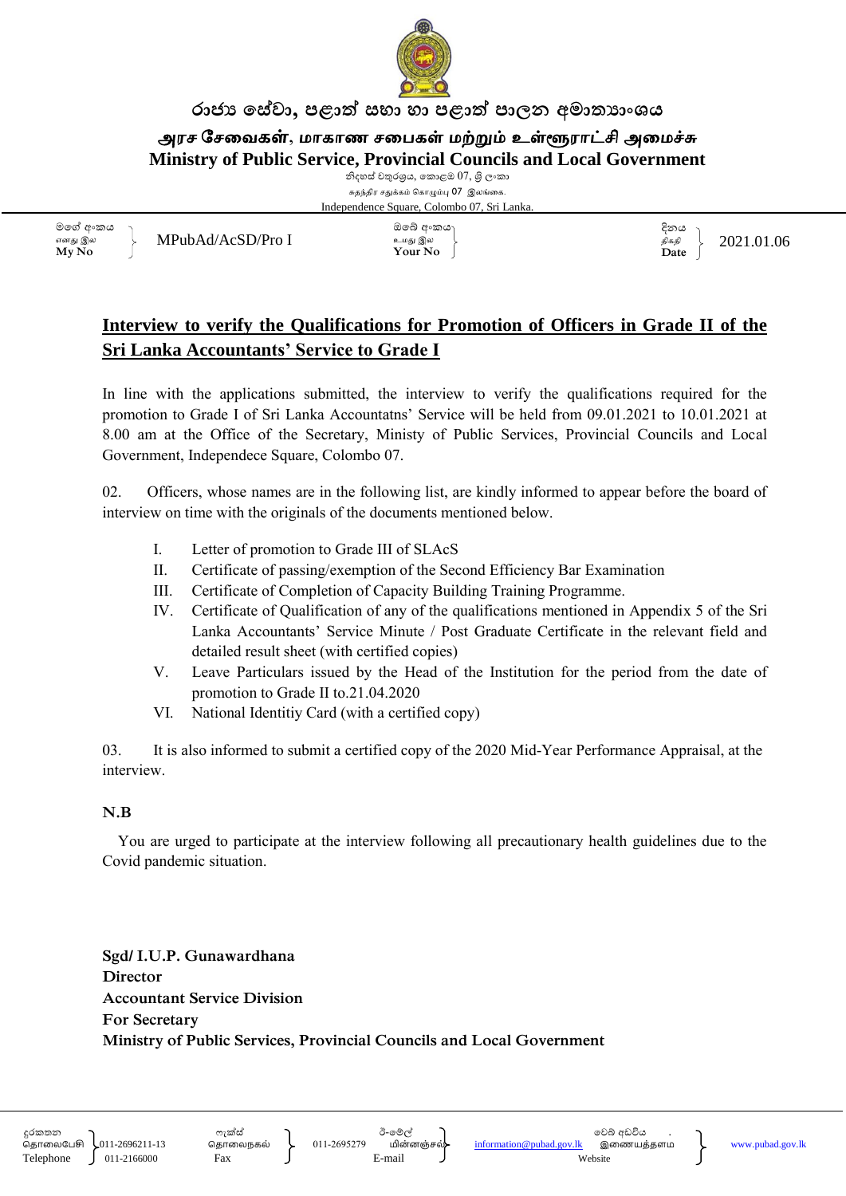රාජ්‍ය සේවා, පළාත් සභා හා පළාත් පාලන අමාත්‍යාංශය

அரச சேவைகள், மாகாண சபைகள் மற்றும் உள்ளூராட்சி அமைச்சு

**Ministry of Public Service, Provincial Councils and Local Government**

නිදහස් චතුරශ්‍රය, කොළඹ 07, ශ්‍රී ලංකා
சுதந்திர சதுக்கம் கொழும்பு 07 இலங்கை.
Independence Square, Colombo 07, Sri Lanka.

| මගේ අංකය / எனது இல / **My No** | MPubAd/AcSD/Pro I | ඔබේ අංකය / உமது இல / **Your No** | | දිනය / திகதி / **Date** | 2021.01.06 |
|---|---|---|---|---|---|

## Interview to verify the Qualifications for Promotion of Officers in Grade II of the Sri Lanka Accountants' Service to Grade I

In line with the applications submitted, the interview to verify the qualifications required for the promotion to Grade I of Sri Lanka Accountatns' Service will be held from 09.01.2021 to 10.01.2021 at 8.00 am at the Office of the Secretary, Minisity of Public Services, Provincial Councils and Local Government, Independece Square, Colombo 07.

02. Officers, whose names are in the following list, are kindly informed to appear before the board of interview on time with the originals of the documents mentioned below.

- I. Letter of promotion to Grade III of SLAcS
- II. Certificate of passing/exemption of the Second Efficiency Bar Examination
- III. Certificate of Completion of Capacity Building Training Programme.
- IV. Certificate of Qualification of any of the qualifications mentioned in Appendix 5 of the Sri Lanka Accountants' Service Minute / Post Graduate Certificate in the relevant field and detailed result sheet (with certified copies)
- V. Leave Particulars issued by the Head of the Institution for the period from the date of promotion to Grade II to.21.04.2020
- VI. National Identitiy Card (with a certified copy)

03. It is also informed to submit a certified copy of the 2020 Mid-Year Performance Appraisal, at the interview.

**N.B**

You are urged to participate at the interview following all precautionary health guidelines due to the Covid pandemic situation.

**Sgd/ I.U.P. Gunawardhana**
**Director**
**Accountant Service Division**
**For Secretary**
**Ministry of Public Services, Provincial Councils and Local Government**

| දුරකතන / தொலைபேசி / Telephone | 011-2696211-13 / 011-2166000 | ෆැක්ස් / தொலைநகல் / Fax | 011-2695279 | ඊ-මේල් / மின்னஞ்சல் / E-mail | information@pubad.gov.lk | වෙබ් අඩවිය / இணையத்தளம் / Website | www.pubad.gov.lk |
|---|---|---|---|---|---|---|---|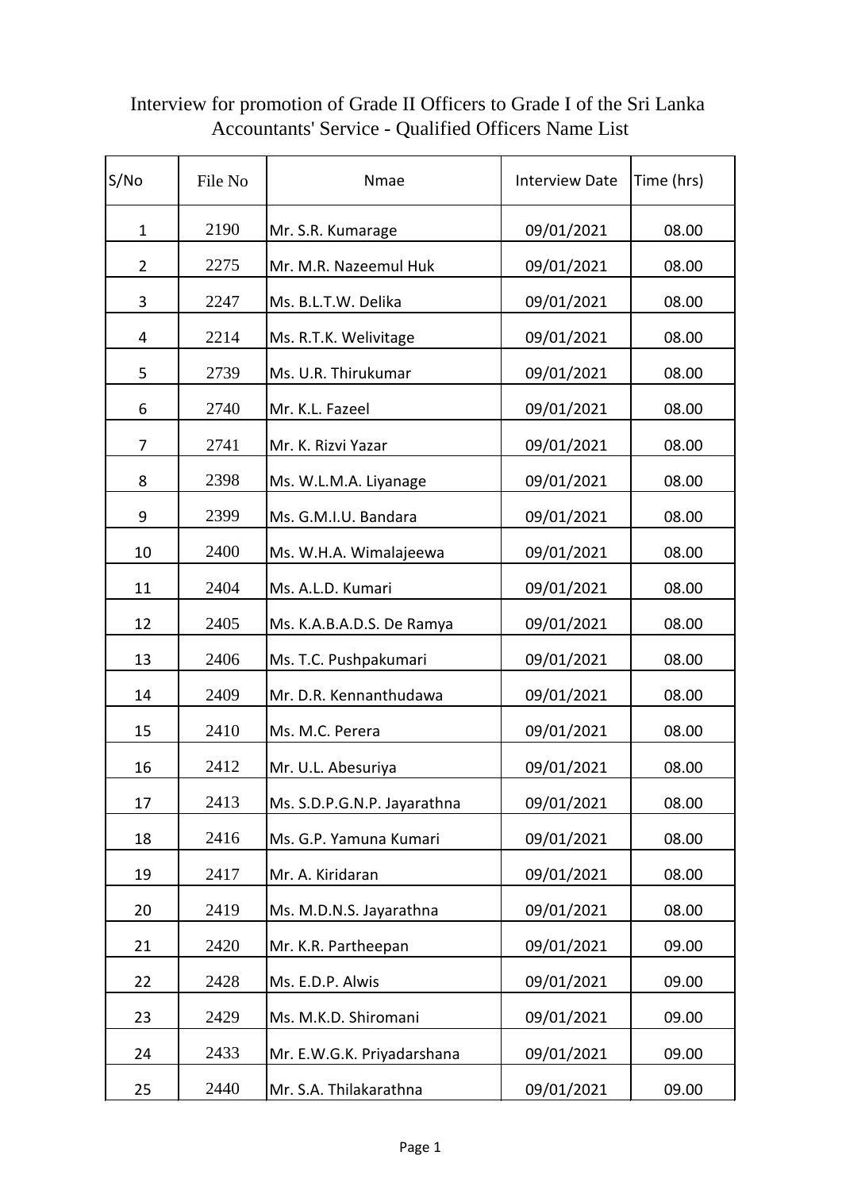Interview for promotion of Grade II Officers to Grade I of the Sri Lanka Accountants' Service - Qualified Officers Name List

| S/No | File No | Nmae | Interview Date | Time (hrs) |
|---|---|---|---|---|
| 1 | 2190 | Mr. S.R. Kumarage | 09/01/2021 | 08.00 |
| 2 | 2275 | Mr. M.R. Nazeemul Huk | 09/01/2021 | 08.00 |
| 3 | 2247 | Ms. B.L.T.W. Delika | 09/01/2021 | 08.00 |
| 4 | 2214 | Ms. R.T.K. Welivitage | 09/01/2021 | 08.00 |
| 5 | 2739 | Ms. U.R. Thirukumar | 09/01/2021 | 08.00 |
| 6 | 2740 | Mr. K.L. Fazeel | 09/01/2021 | 08.00 |
| 7 | 2741 | Mr. K. Rizvi Yazar | 09/01/2021 | 08.00 |
| 8 | 2398 | Ms. W.L.M.A. Liyanage | 09/01/2021 | 08.00 |
| 9 | 2399 | Ms. G.M.I.U. Bandara | 09/01/2021 | 08.00 |
| 10 | 2400 | Ms. W.H.A. Wimalajeewa | 09/01/2021 | 08.00 |
| 11 | 2404 | Ms. A.L.D. Kumari | 09/01/2021 | 08.00 |
| 12 | 2405 | Ms. K.A.B.A.D.S. De Ramya | 09/01/2021 | 08.00 |
| 13 | 2406 | Ms. T.C. Pushpakumari | 09/01/2021 | 08.00 |
| 14 | 2409 | Mr. D.R. Kennanthudawa | 09/01/2021 | 08.00 |
| 15 | 2410 | Ms. M.C. Perera | 09/01/2021 | 08.00 |
| 16 | 2412 | Mr. U.L. Abesuriya | 09/01/2021 | 08.00 |
| 17 | 2413 | Ms. S.D.P.G.N.P. Jayarathna | 09/01/2021 | 08.00 |
| 18 | 2416 | Ms. G.P. Yamuna Kumari | 09/01/2021 | 08.00 |
| 19 | 2417 | Mr. A. Kiridaran | 09/01/2021 | 08.00 |
| 20 | 2419 | Ms. M.D.N.S. Jayarathna | 09/01/2021 | 08.00 |
| 21 | 2420 | Mr. K.R. Partheepan | 09/01/2021 | 09.00 |
| 22 | 2428 | Ms. E.D.P. Alwis | 09/01/2021 | 09.00 |
| 23 | 2429 | Ms. M.K.D. Shiromani | 09/01/2021 | 09.00 |
| 24 | 2433 | Mr. E.W.G.K. Priyadarshana | 09/01/2021 | 09.00 |
| 25 | 2440 | Mr. S.A. Thilakarathna | 09/01/2021 | 09.00 |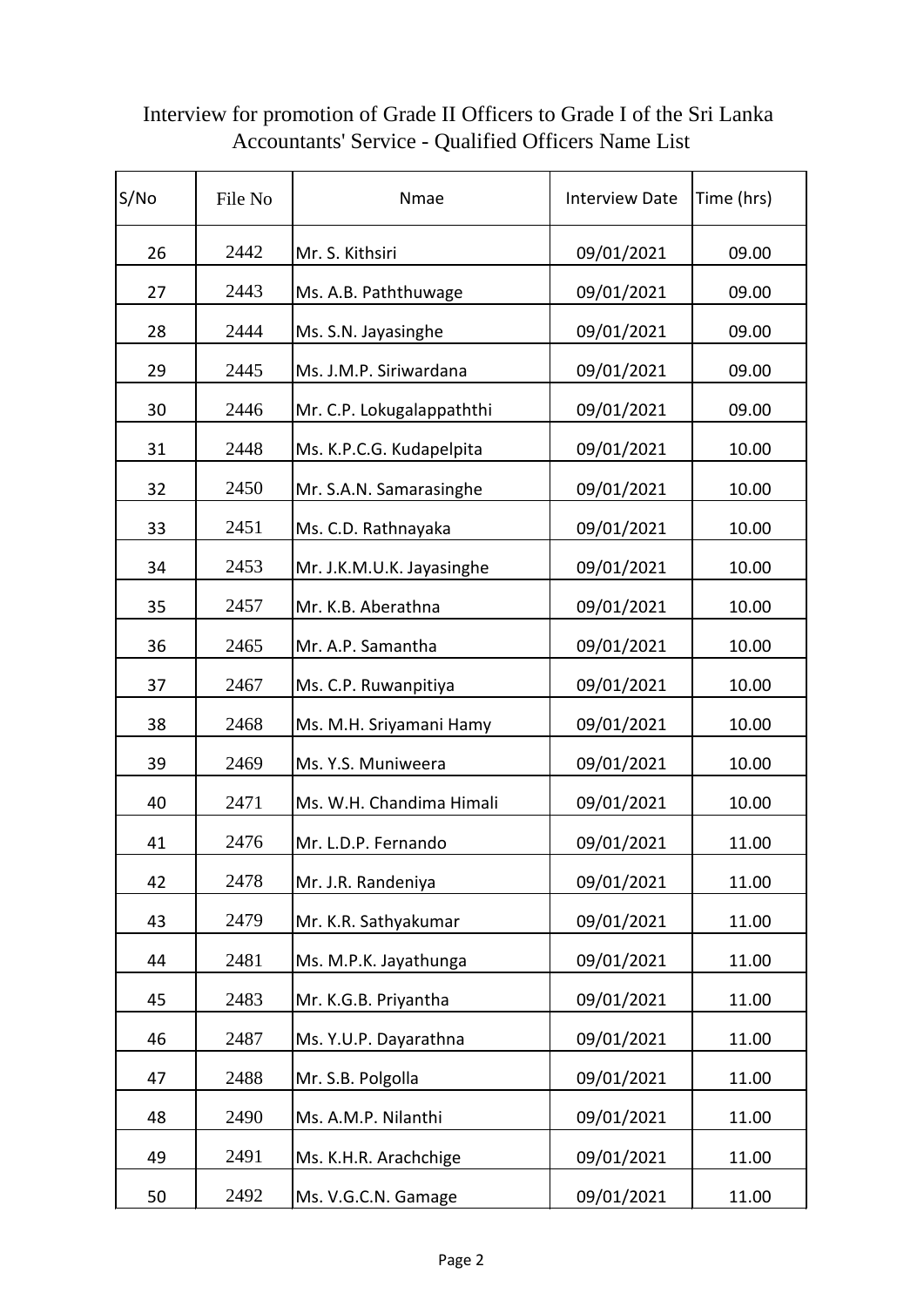Interview for promotion of Grade II Officers to Grade I of the Sri Lanka Accountants' Service - Qualified Officers Name List

| S/No | File No | Nmae | Interview Date | Time (hrs) |
|---|---|---|---|---|
| 26 | 2442 | Mr. S. Kithsiri | 09/01/2021 | 09.00 |
| 27 | 2443 | Ms. A.B. Paththuwage | 09/01/2021 | 09.00 |
| 28 | 2444 | Ms. S.N. Jayasinghe | 09/01/2021 | 09.00 |
| 29 | 2445 | Ms. J.M.P. Siriwardana | 09/01/2021 | 09.00 |
| 30 | 2446 | Mr. C.P. Lokugalappaththi | 09/01/2021 | 09.00 |
| 31 | 2448 | Ms. K.P.C.G. Kudapelpita | 09/01/2021 | 10.00 |
| 32 | 2450 | Mr. S.A.N. Samarasinghe | 09/01/2021 | 10.00 |
| 33 | 2451 | Ms. C.D. Rathnayaka | 09/01/2021 | 10.00 |
| 34 | 2453 | Mr. J.K.M.U.K. Jayasinghe | 09/01/2021 | 10.00 |
| 35 | 2457 | Mr. K.B. Aberathna | 09/01/2021 | 10.00 |
| 36 | 2465 | Mr. A.P. Samantha | 09/01/2021 | 10.00 |
| 37 | 2467 | Ms. C.P. Ruwanpitiya | 09/01/2021 | 10.00 |
| 38 | 2468 | Ms. M.H. Sriyamani Hamy | 09/01/2021 | 10.00 |
| 39 | 2469 | Ms. Y.S. Muniweera | 09/01/2021 | 10.00 |
| 40 | 2471 | Ms. W.H. Chandima Himali | 09/01/2021 | 10.00 |
| 41 | 2476 | Mr. L.D.P. Fernando | 09/01/2021 | 11.00 |
| 42 | 2478 | Mr. J.R. Randeniya | 09/01/2021 | 11.00 |
| 43 | 2479 | Mr. K.R. Sathyakumar | 09/01/2021 | 11.00 |
| 44 | 2481 | Ms. M.P.K. Jayathunga | 09/01/2021 | 11.00 |
| 45 | 2483 | Mr. K.G.B. Priyantha | 09/01/2021 | 11.00 |
| 46 | 2487 | Ms. Y.U.P. Dayarathna | 09/01/2021 | 11.00 |
| 47 | 2488 | Mr. S.B. Polgolla | 09/01/2021 | 11.00 |
| 48 | 2490 | Ms. A.M.P. Nilanthi | 09/01/2021 | 11.00 |
| 49 | 2491 | Ms. K.H.R. Arachchige | 09/01/2021 | 11.00 |
| 50 | 2492 | Ms. V.G.C.N. Gamage | 09/01/2021 | 11.00 |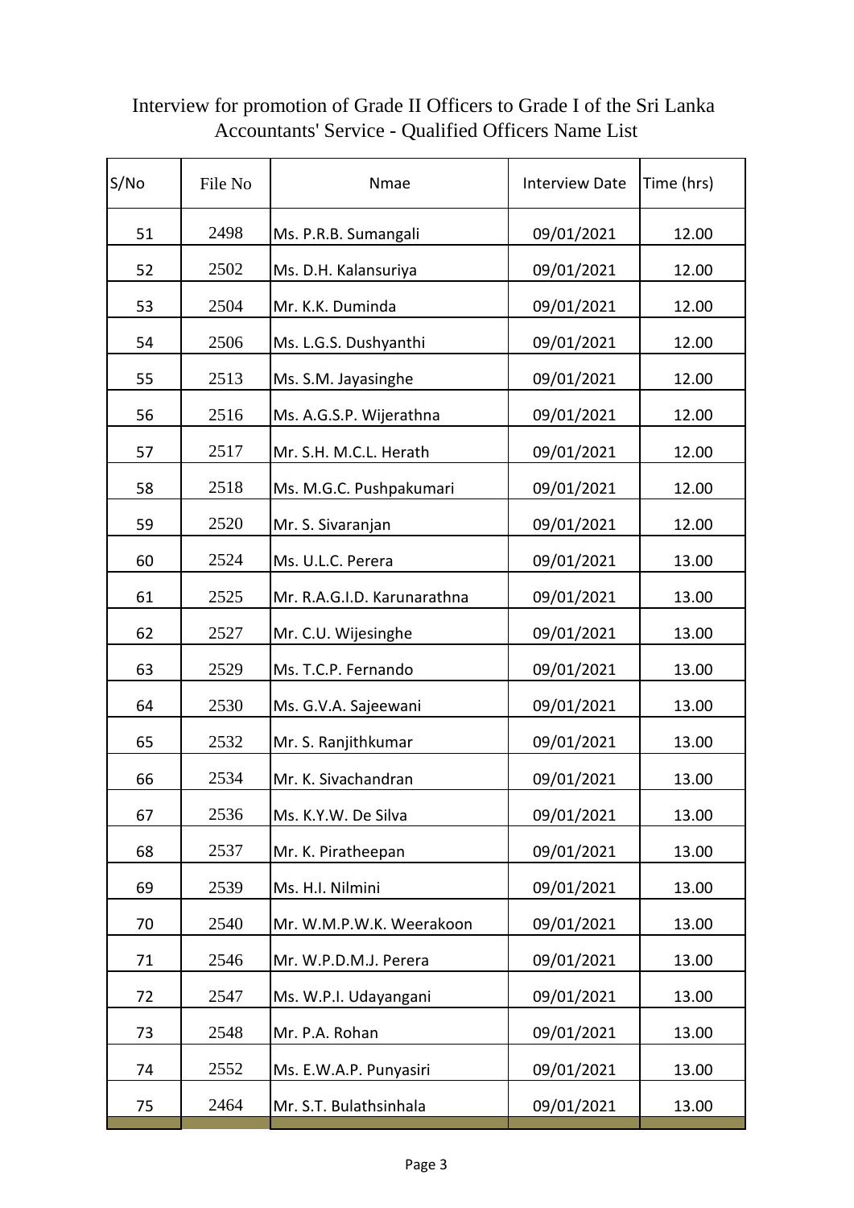Interview for promotion of Grade II Officers to Grade I of the Sri Lanka Accountants' Service - Qualified Officers Name List

| S/No | File No | Nmae | Interview Date | Time (hrs) |
|---|---|---|---|---|
| 51 | 2498 | Ms. P.R.B. Sumangali | 09/01/2021 | 12.00 |
| 52 | 2502 | Ms. D.H. Kalansuriya | 09/01/2021 | 12.00 |
| 53 | 2504 | Mr. K.K. Duminda | 09/01/2021 | 12.00 |
| 54 | 2506 | Ms. L.G.S. Dushyanthi | 09/01/2021 | 12.00 |
| 55 | 2513 | Ms. S.M. Jayasinghe | 09/01/2021 | 12.00 |
| 56 | 2516 | Ms. A.G.S.P. Wijerathna | 09/01/2021 | 12.00 |
| 57 | 2517 | Mr. S.H. M.C.L. Herath | 09/01/2021 | 12.00 |
| 58 | 2518 | Ms. M.G.C. Pushpakumari | 09/01/2021 | 12.00 |
| 59 | 2520 | Mr. S. Sivaranjan | 09/01/2021 | 12.00 |
| 60 | 2524 | Ms. U.L.C. Perera | 09/01/2021 | 13.00 |
| 61 | 2525 | Mr. R.A.G.I.D. Karunarathna | 09/01/2021 | 13.00 |
| 62 | 2527 | Mr. C.U. Wijesinghe | 09/01/2021 | 13.00 |
| 63 | 2529 | Ms. T.C.P. Fernando | 09/01/2021 | 13.00 |
| 64 | 2530 | Ms. G.V.A. Sajeewani | 09/01/2021 | 13.00 |
| 65 | 2532 | Mr. S. Ranjithkumar | 09/01/2021 | 13.00 |
| 66 | 2534 | Mr. K. Sivachandran | 09/01/2021 | 13.00 |
| 67 | 2536 | Ms. K.Y.W. De Silva | 09/01/2021 | 13.00 |
| 68 | 2537 | Mr. K. Piratheepan | 09/01/2021 | 13.00 |
| 69 | 2539 | Ms. H.I. Nilmini | 09/01/2021 | 13.00 |
| 70 | 2540 | Mr. W.M.P.W.K. Weerakoon | 09/01/2021 | 13.00 |
| 71 | 2546 | Mr. W.P.D.M.J. Perera | 09/01/2021 | 13.00 |
| 72 | 2547 | Ms. W.P.I. Udayangani | 09/01/2021 | 13.00 |
| 73 | 2548 | Mr. P.A. Rohan | 09/01/2021 | 13.00 |
| 74 | 2552 | Ms. E.W.A.P. Punyasiri | 09/01/2021 | 13.00 |
| 75 | 2464 | Mr. S.T. Bulathsinhala | 09/01/2021 | 13.00 |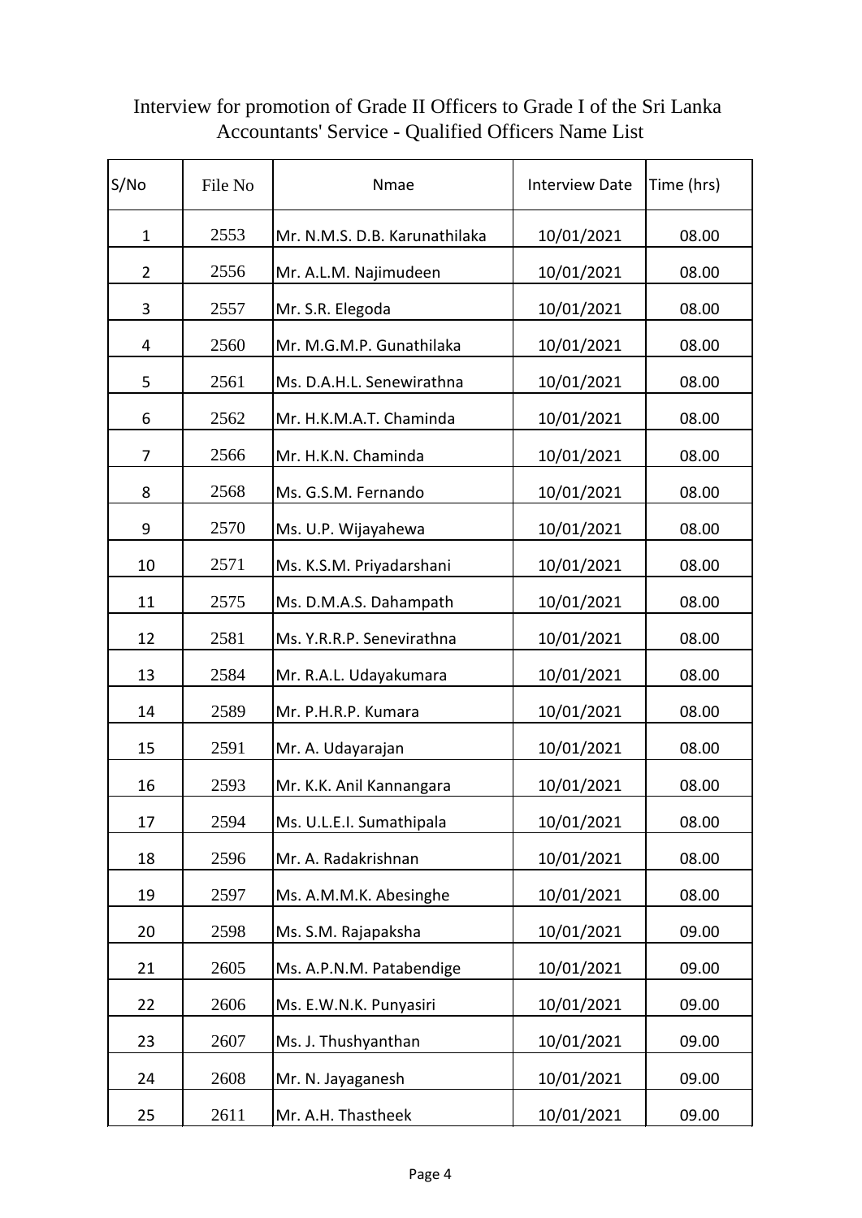Interview for promotion of Grade II Officers to Grade I of the Sri Lanka Accountants' Service - Qualified Officers Name List

| S/No | File No | Nmae | Interview Date | Time (hrs) |
|---|---|---|---|---|
| 1 | 2553 | Mr. N.M.S. D.B. Karunathilaka | 10/01/2021 | 08.00 |
| 2 | 2556 | Mr. A.L.M. Najimudeen | 10/01/2021 | 08.00 |
| 3 | 2557 | Mr. S.R. Elegoda | 10/01/2021 | 08.00 |
| 4 | 2560 | Mr. M.G.M.P. Gunathilaka | 10/01/2021 | 08.00 |
| 5 | 2561 | Ms. D.A.H.L. Senewirathna | 10/01/2021 | 08.00 |
| 6 | 2562 | Mr. H.K.M.A.T. Chaminda | 10/01/2021 | 08.00 |
| 7 | 2566 | Mr. H.K.N. Chaminda | 10/01/2021 | 08.00 |
| 8 | 2568 | Ms. G.S.M. Fernando | 10/01/2021 | 08.00 |
| 9 | 2570 | Ms. U.P. Wijayahewa | 10/01/2021 | 08.00 |
| 10 | 2571 | Ms. K.S.M. Priyadarshani | 10/01/2021 | 08.00 |
| 11 | 2575 | Ms. D.M.A.S. Dahampath | 10/01/2021 | 08.00 |
| 12 | 2581 | Ms. Y.R.R.P. Senevirathna | 10/01/2021 | 08.00 |
| 13 | 2584 | Mr. R.A.L. Udayakumara | 10/01/2021 | 08.00 |
| 14 | 2589 | Mr. P.H.R.P. Kumara | 10/01/2021 | 08.00 |
| 15 | 2591 | Mr. A. Udayarajan | 10/01/2021 | 08.00 |
| 16 | 2593 | Mr. K.K. Anil Kannangara | 10/01/2021 | 08.00 |
| 17 | 2594 | Ms. U.L.E.I. Sumathipala | 10/01/2021 | 08.00 |
| 18 | 2596 | Mr. A. Radakrishnan | 10/01/2021 | 08.00 |
| 19 | 2597 | Ms. A.M.M.K. Abesinghe | 10/01/2021 | 08.00 |
| 20 | 2598 | Ms. S.M. Rajapaksha | 10/01/2021 | 09.00 |
| 21 | 2605 | Ms. A.P.N.M. Patabendige | 10/01/2021 | 09.00 |
| 22 | 2606 | Ms. E.W.N.K. Punyasiri | 10/01/2021 | 09.00 |
| 23 | 2607 | Ms. J. Thushyanthan | 10/01/2021 | 09.00 |
| 24 | 2608 | Mr. N. Jayaganesh | 10/01/2021 | 09.00 |
| 25 | 2611 | Mr. A.H. Thastheek | 10/01/2021 | 09.00 |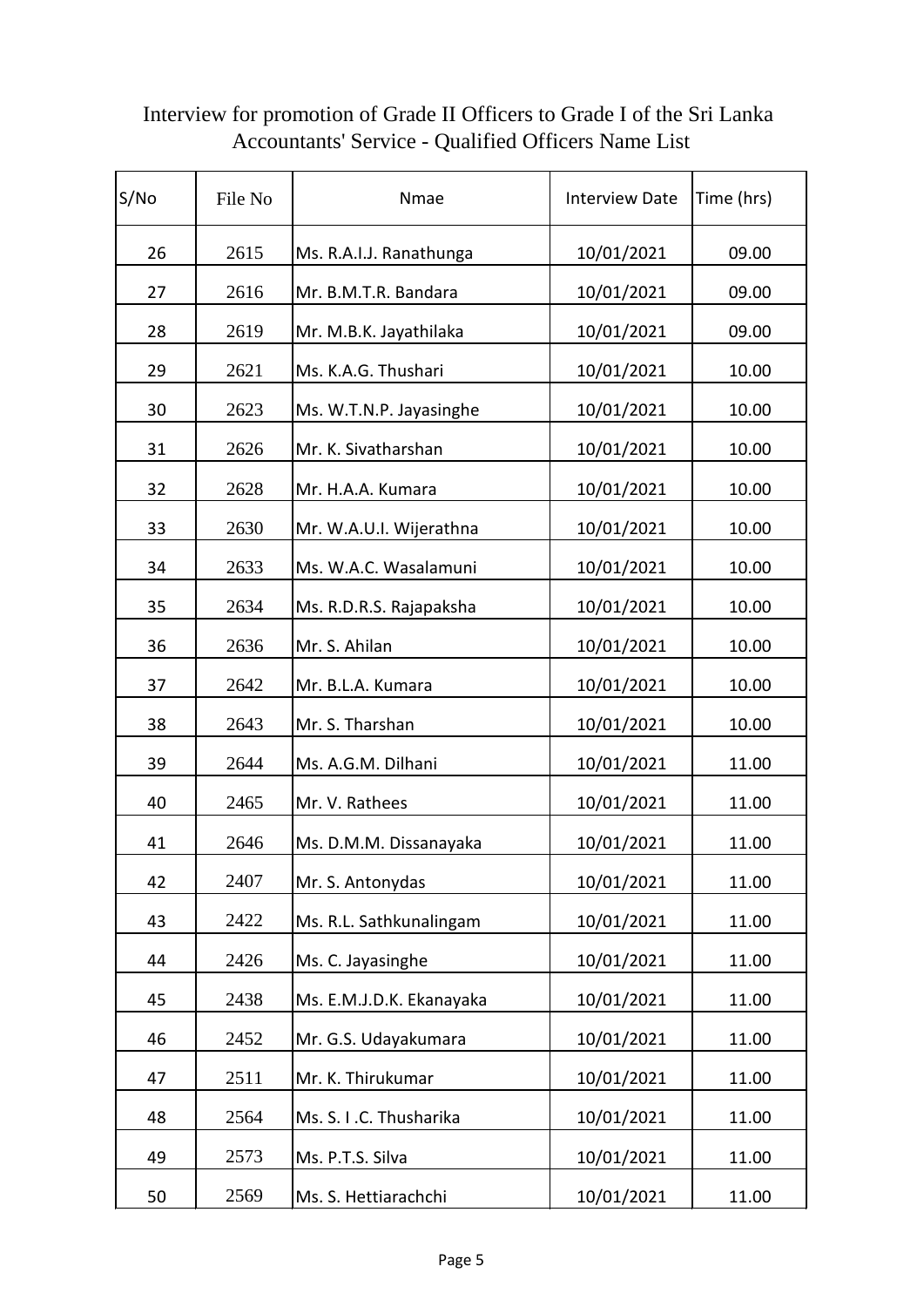Interview for promotion of Grade II Officers to Grade I of the Sri Lanka Accountants' Service - Qualified Officers Name List

| S/No | File No | Nmae | Interview Date | Time (hrs) |
|---|---|---|---|---|
| 26 | 2615 | Ms. R.A.I.J. Ranathunga | 10/01/2021 | 09.00 |
| 27 | 2616 | Mr. B.M.T.R. Bandara | 10/01/2021 | 09.00 |
| 28 | 2619 | Mr. M.B.K. Jayathilaka | 10/01/2021 | 09.00 |
| 29 | 2621 | Ms. K.A.G. Thushari | 10/01/2021 | 10.00 |
| 30 | 2623 | Ms. W.T.N.P. Jayasinghe | 10/01/2021 | 10.00 |
| 31 | 2626 | Mr. K. Sivatharshan | 10/01/2021 | 10.00 |
| 32 | 2628 | Mr. H.A.A. Kumara | 10/01/2021 | 10.00 |
| 33 | 2630 | Mr. W.A.U.I. Wijerathna | 10/01/2021 | 10.00 |
| 34 | 2633 | Ms. W.A.C. Wasalamuni | 10/01/2021 | 10.00 |
| 35 | 2634 | Ms. R.D.R.S. Rajapaksha | 10/01/2021 | 10.00 |
| 36 | 2636 | Mr. S. Ahilan | 10/01/2021 | 10.00 |
| 37 | 2642 | Mr. B.L.A. Kumara | 10/01/2021 | 10.00 |
| 38 | 2643 | Mr. S. Tharshan | 10/01/2021 | 10.00 |
| 39 | 2644 | Ms. A.G.M. Dilhani | 10/01/2021 | 11.00 |
| 40 | 2465 | Mr. V. Rathees | 10/01/2021 | 11.00 |
| 41 | 2646 | Ms. D.M.M. Dissanayaka | 10/01/2021 | 11.00 |
| 42 | 2407 | Mr. S. Antonydas | 10/01/2021 | 11.00 |
| 43 | 2422 | Ms. R.L. Sathkunalingam | 10/01/2021 | 11.00 |
| 44 | 2426 | Ms. C. Jayasinghe | 10/01/2021 | 11.00 |
| 45 | 2438 | Ms. E.M.J.D.K. Ekanayaka | 10/01/2021 | 11.00 |
| 46 | 2452 | Mr. G.S. Udayakumara | 10/01/2021 | 11.00 |
| 47 | 2511 | Mr. K. Thirukumar | 10/01/2021 | 11.00 |
| 48 | 2564 | Ms. S. I .C. Thusharika | 10/01/2021 | 11.00 |
| 49 | 2573 | Ms. P.T.S. Silva | 10/01/2021 | 11.00 |
| 50 | 2569 | Ms. S. Hettiarachchi | 10/01/2021 | 11.00 |